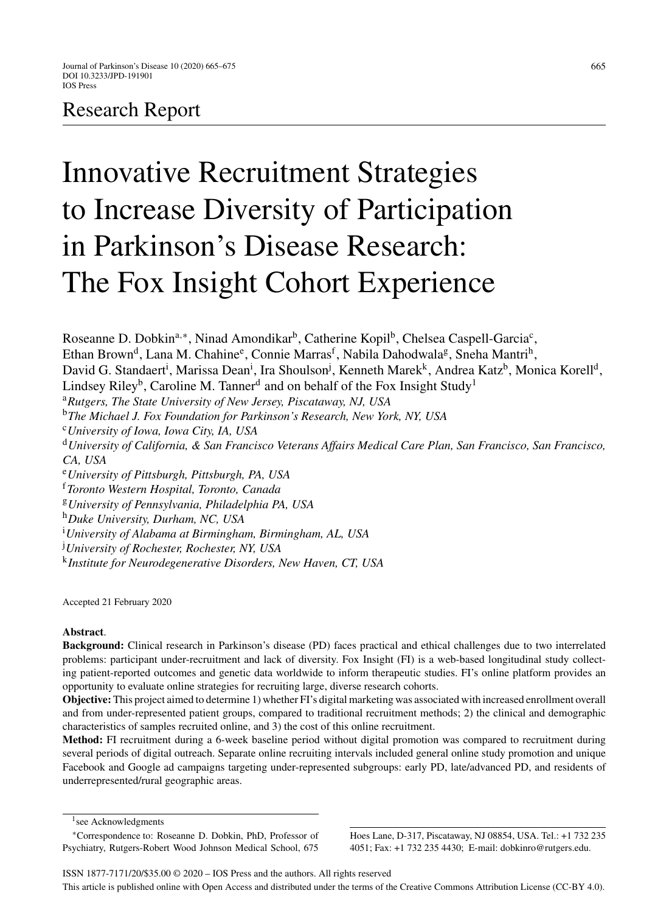Research Report

# Innovative Recruitment Strategies to Increase Diversity of Participation in Parkinson's Disease Research: The Fox Insight Cohort Experience

Roseanne D. Dobkin[a,*], Ninad Amondikar[b], Catherine Kopil[b], Chelsea Caspell-Garcia[c], Ethan Brown[d], Lana M. Chahine[e], Connie Marras[f], Nabila Dahodwala[g], Sneha Mantri[h], David G. Standaert[i], Marissa Dean[i], Ira Shoulson[j], Kenneth Marek[k], Andrea Katz[b], Monica Korell[d], Lindsey Riley[b], Caroline M. Tanner[d] and on behalf of the Fox Insight Study[1]

[a]*Rutgers, The State University of New Jersey, Piscataway, NJ, USA*
[b]*The Michael J. Fox Foundation for Parkinson's Research, New York, NY, USA*
[c]*University of Iowa, Iowa City, IA, USA*
[d]*University of California, & San Francisco Veterans Affairs Medical Care Plan, San Francisco, San Francisco, CA, USA*
[e]*University of Pittsburgh, Pittsburgh, PA, USA*
[f]*Toronto Western Hospital, Toronto, Canada*
[g]*University of Pennsylvania, Philadelphia PA, USA*
[h]*Duke University, Durham, NC, USA*
[i]*University of Alabama at Birmingham, Birmingham, AL, USA*
[j]*University of Rochester, Rochester, NY, USA*
[k]*Institute for Neurodegenerative Disorders, New Haven, CT, USA*

Accepted 21 February 2020

**Abstract**.
**Background:** Clinical research in Parkinson's disease (PD) faces practical and ethical challenges due to two interrelated problems: participant under-recruitment and lack of diversity. Fox Insight (FI) is a web-based longitudinal study collecting patient-reported outcomes and genetic data worldwide to inform therapeutic studies. FI's online platform provides an opportunity to evaluate online strategies for recruiting large, diverse research cohorts.
**Objective:** This project aimed to determine 1) whether FI's digital marketing was associated with increased enrollment overall and from under-represented patient groups, compared to traditional recruitment methods; 2) the clinical and demographic characteristics of samples recruited online, and 3) the cost of this online recruitment.
**Method:** FI recruitment during a 6-week baseline period without digital promotion was compared to recruitment during several periods of digital outreach. Separate online recruiting intervals included general online study promotion and unique Facebook and Google ad campaigns targeting under-represented subgroups: early PD, late/advanced PD, and residents of underrepresented/rural geographic areas.

[1]see Acknowledgments

*Correspondence to: Roseanne D. Dobkin, PhD, Professor of Psychiatry, Rutgers-Robert Wood Johnson Medical School, 675 Hoes Lane, D-317, Piscataway, NJ 08854, USA. Tel.: +1 732 235 4051; Fax: +1 732 235 4430; E-mail: dobkinro@rutgers.edu.

ISSN 1877-7171/20/$35.00 © 2020 – IOS Press and the authors. All rights reserved
This article is published online with Open Access and distributed under the terms of the Creative Commons Attribution License (CC-BY 4.0).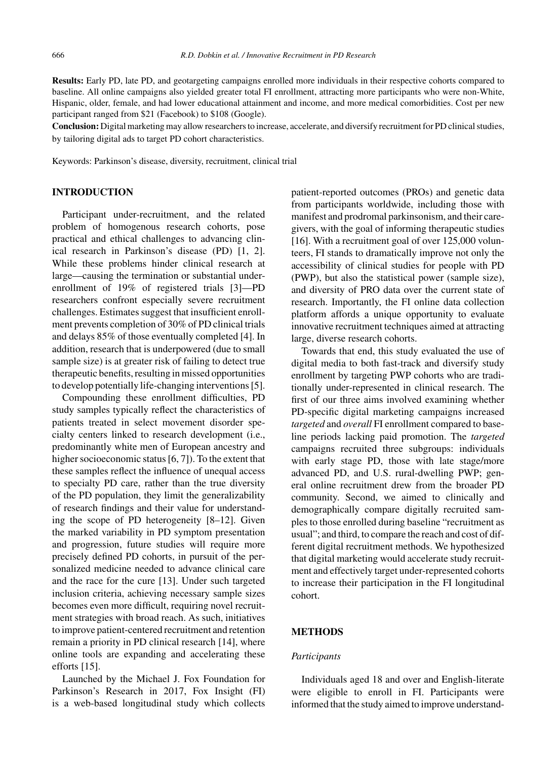**Results:** Early PD, late PD, and geotargeting campaigns enrolled more individuals in their respective cohorts compared to baseline. All online campaigns also yielded greater total FI enrollment, attracting more participants who were non-White, Hispanic, older, female, and had lower educational attainment and income, and more medical comorbidities. Cost per new participant ranged from $21 (Facebook) to $108 (Google).

**Conclusion:** Digital marketing may allow researchers to increase, accelerate, and diversify recruitment for PD clinical studies, by tailoring digital ads to target PD cohort characteristics.

Keywords: Parkinson's disease, diversity, recruitment, clinical trial

## INTRODUCTION

Participant under-recruitment, and the related problem of homogenous research cohorts, pose practical and ethical challenges to advancing clinical research in Parkinson's disease (PD) [1, 2]. While these problems hinder clinical research at large—causing the termination or substantial under-enrollment of 19% of registered trials [3]—PD researchers confront especially severe recruitment challenges. Estimates suggest that insufficient enrollment prevents completion of 30% of PD clinical trials and delays 85% of those eventually completed [4]. In addition, research that is underpowered (due to small sample size) is at greater risk of failing to detect true therapeutic benefits, resulting in missed opportunities to develop potentially life-changing interventions [5].

Compounding these enrollment difficulties, PD study samples typically reflect the characteristics of patients treated in select movement disorder specialty centers linked to research development (i.e., predominantly white men of European ancestry and higher socioeconomic status [6, 7]). To the extent that these samples reflect the influence of unequal access to specialty PD care, rather than the true diversity of the PD population, they limit the generalizability of research findings and their value for understanding the scope of PD heterogeneity [8–12]. Given the marked variability in PD symptom presentation and progression, future studies will require more precisely defined PD cohorts, in pursuit of the personalized medicine needed to advance clinical care and the race for the cure [13]. Under such targeted inclusion criteria, achieving necessary sample sizes becomes even more difficult, requiring novel recruitment strategies with broad reach. As such, initiatives to improve patient-centered recruitment and retention remain a priority in PD clinical research [14], where online tools are expanding and accelerating these efforts [15].

Launched by the Michael J. Fox Foundation for Parkinson's Research in 2017, Fox Insight (FI) is a web-based longitudinal study which collects patient-reported outcomes (PROs) and genetic data from participants worldwide, including those with manifest and prodromal parkinsonism, and their caregivers, with the goal of informing therapeutic studies [16]. With a recruitment goal of over 125,000 volunteers, FI stands to dramatically improve not only the accessibility of clinical studies for people with PD (PWP), but also the statistical power (sample size), and diversity of PRO data over the current state of research. Importantly, the FI online data collection platform affords a unique opportunity to evaluate innovative recruitment techniques aimed at attracting large, diverse research cohorts.

Towards that end, this study evaluated the use of digital media to both fast-track and diversify study enrollment by targeting PWP cohorts who are traditionally under-represented in clinical research. The first of our three aims involved examining whether PD-specific digital marketing campaigns increased *targeted* and *overall* FI enrollment compared to baseline periods lacking paid promotion. The *targeted* campaigns recruited three subgroups: individuals with early stage PD, those with late stage/more advanced PD, and U.S. rural-dwelling PWP; general online recruitment drew from the broader PD community. Second, we aimed to clinically and demographically compare digitally recruited samples to those enrolled during baseline "recruitment as usual"; and third, to compare the reach and cost of different digital recruitment methods. We hypothesized that digital marketing would accelerate study recruitment and effectively target under-represented cohorts to increase their participation in the FI longitudinal cohort.

## METHODS

### *Participants*

Individuals aged 18 and over and English-literate were eligible to enroll in FI. Participants were informed that the study aimed to improve understand-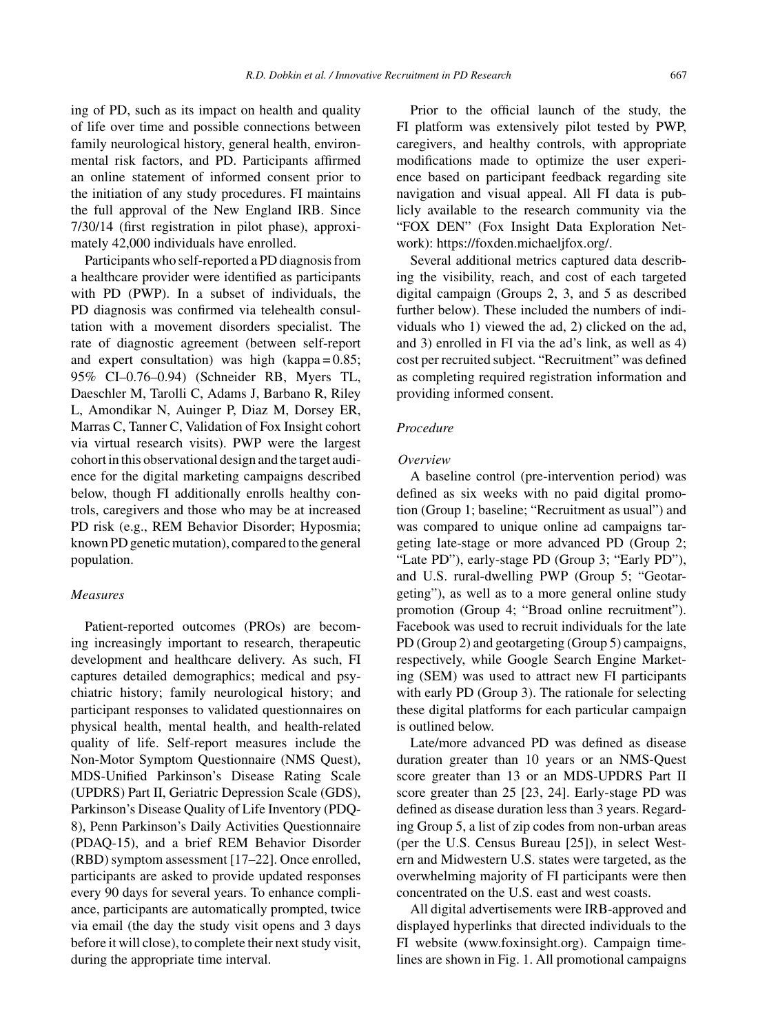ing of PD, such as its impact on health and quality of life over time and possible connections between family neurological history, general health, environmental risk factors, and PD. Participants affirmed an online statement of informed consent prior to the initiation of any study procedures. FI maintains the full approval of the New England IRB. Since 7/30/14 (first registration in pilot phase), approximately 42,000 individuals have enrolled.

Participants who self-reported a PD diagnosis from a healthcare provider were identified as participants with PD (PWP). In a subset of individuals, the PD diagnosis was confirmed via telehealth consultation with a movement disorders specialist. The rate of diagnostic agreement (between self-report and expert consultation) was high (kappa = 0.85; 95% CI–0.76–0.94) (Schneider RB, Myers TL, Daeschler M, Tarolli C, Adams J, Barbano R, Riley L, Amondikar N, Auinger P, Diaz M, Dorsey ER, Marras C, Tanner C, Validation of Fox Insight cohort via virtual research visits). PWP were the largest cohort in this observational design and the target audience for the digital marketing campaigns described below, though FI additionally enrolls healthy controls, caregivers and those who may be at increased PD risk (e.g., REM Behavior Disorder; Hyposmia; known PD genetic mutation), compared to the general population.

### Measures

Patient-reported outcomes (PROs) are becoming increasingly important to research, therapeutic development and healthcare delivery. As such, FI captures detailed demographics; medical and psychiatric history; family neurological history; and participant responses to validated questionnaires on physical health, mental health, and health-related quality of life. Self-report measures include the Non-Motor Symptom Questionnaire (NMS Quest), MDS-Unified Parkinson's Disease Rating Scale (UPDRS) Part II, Geriatric Depression Scale (GDS), Parkinson's Disease Quality of Life Inventory (PDQ-8), Penn Parkinson's Daily Activities Questionnaire (PDAQ-15), and a brief REM Behavior Disorder (RBD) symptom assessment [17–22]. Once enrolled, participants are asked to provide updated responses every 90 days for several years. To enhance compliance, participants are automatically prompted, twice via email (the day the study visit opens and 3 days before it will close), to complete their next study visit, during the appropriate time interval.

Prior to the official launch of the study, the FI platform was extensively pilot tested by PWP, caregivers, and healthy controls, with appropriate modifications made to optimize the user experience based on participant feedback regarding site navigation and visual appeal. All FI data is publicly available to the research community via the "FOX DEN" (Fox Insight Data Exploration Network): https://foxden.michaeljfox.org/.

Several additional metrics captured data describing the visibility, reach, and cost of each targeted digital campaign (Groups 2, 3, and 5 as described further below). These included the numbers of individuals who 1) viewed the ad, 2) clicked on the ad, and 3) enrolled in FI via the ad's link, as well as 4) cost per recruited subject. "Recruitment" was defined as completing required registration information and providing informed consent.

### Procedure

#### Overview

A baseline control (pre-intervention period) was defined as six weeks with no paid digital promotion (Group 1; baseline; "Recruitment as usual") and was compared to unique online ad campaigns targeting late-stage or more advanced PD (Group 2; "Late PD"), early-stage PD (Group 3; "Early PD"), and U.S. rural-dwelling PWP (Group 5; "Geotargeting"), as well as to a more general online study promotion (Group 4; "Broad online recruitment"). Facebook was used to recruit individuals for the late PD (Group 2) and geotargeting (Group 5) campaigns, respectively, while Google Search Engine Marketing (SEM) was used to attract new FI participants with early PD (Group 3). The rationale for selecting these digital platforms for each particular campaign is outlined below.

Late/more advanced PD was defined as disease duration greater than 10 years or an NMS-Quest score greater than 13 or an MDS-UPDRS Part II score greater than 25 [23, 24]. Early-stage PD was defined as disease duration less than 3 years. Regarding Group 5, a list of zip codes from non-urban areas (per the U.S. Census Bureau [25]), in select Western and Midwestern U.S. states were targeted, as the overwhelming majority of FI participants were then concentrated on the U.S. east and west coasts.

All digital advertisements were IRB-approved and displayed hyperlinks that directed individuals to the FI website (www.foxinsight.org). Campaign timelines are shown in Fig. 1. All promotional campaigns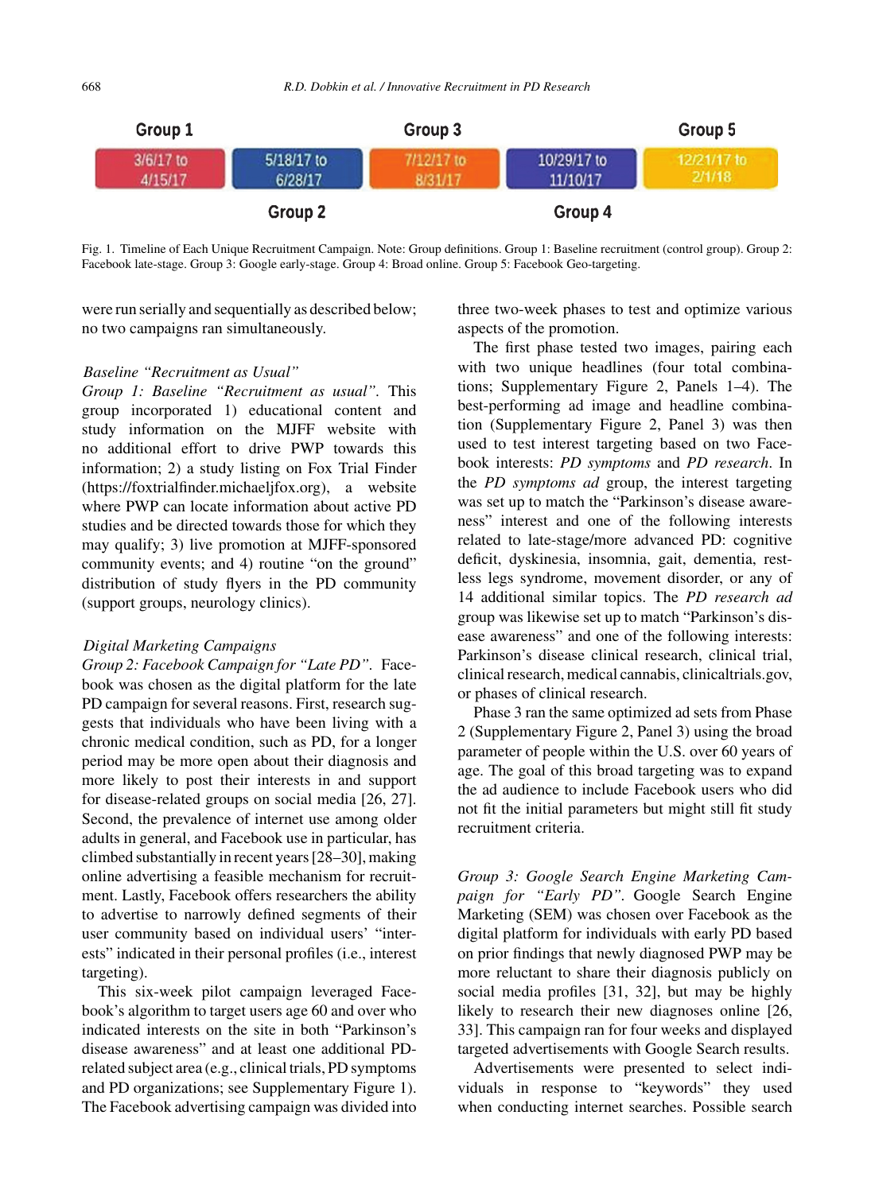| Group 1 | Group 2 | Group 3 | Group 4 | Group 5 |
|---|---|---|---|---|
| 3/6/17 to 4/15/17 | 5/18/17 to 6/28/17 | 7/12/17 to 8/31/17 | 10/29/17 to 11/10/17 | 12/21/17 to 2/1/18 |

Fig. 1. Timeline of Each Unique Recruitment Campaign. Note: Group definitions. Group 1: Baseline recruitment (control group). Group 2: Facebook late-stage. Group 3: Google early-stage. Group 4: Broad online. Group 5: Facebook Geo-targeting.

were run serially and sequentially as described below; no two campaigns ran simultaneously.

### *Baseline "Recruitment as Usual"*

*Group 1: Baseline "Recruitment as usual"*. This group incorporated 1) educational content and study information on the MJFF website with no additional effort to drive PWP towards this information; 2) a study listing on Fox Trial Finder (https://foxtrialfinder.michaeljfox.org), a website where PWP can locate information about active PD studies and be directed towards those for which they may qualify; 3) live promotion at MJFF-sponsored community events; and 4) routine "on the ground" distribution of study flyers in the PD community (support groups, neurology clinics).

### *Digital Marketing Campaigns*

*Group 2: Facebook Campaign for "Late PD"*. Facebook was chosen as the digital platform for the late PD campaign for several reasons. First, research suggests that individuals who have been living with a chronic medical condition, such as PD, for a longer period may be more open about their diagnosis and more likely to post their interests in and support for disease-related groups on social media [26, 27]. Second, the prevalence of internet use among older adults in general, and Facebook use in particular, has climbed substantially in recent years [28–30], making online advertising a feasible mechanism for recruitment. Lastly, Facebook offers researchers the ability to advertise to narrowly defined segments of their user community based on individual users' "interests" indicated in their personal profiles (i.e., interest targeting).

This six-week pilot campaign leveraged Facebook's algorithm to target users age 60 and over who indicated interests on the site in both "Parkinson's disease awareness" and at least one additional PD-related subject area (e.g., clinical trials, PD symptoms and PD organizations; see Supplementary Figure 1). The Facebook advertising campaign was divided into three two-week phases to test and optimize various aspects of the promotion.

The first phase tested two images, pairing each with two unique headlines (four total combinations; Supplementary Figure 2, Panels 1–4). The best-performing ad image and headline combination (Supplementary Figure 2, Panel 3) was then used to test interest targeting based on two Facebook interests: *PD symptoms* and *PD research*. In the *PD symptoms ad* group, the interest targeting was set up to match the "Parkinson's disease awareness" interest and one of the following interests related to late-stage/more advanced PD: cognitive deficit, dyskinesia, insomnia, gait, dementia, restless legs syndrome, movement disorder, or any of 14 additional similar topics. The *PD research ad* group was likewise set up to match "Parkinson's disease awareness" and one of the following interests: Parkinson's disease clinical research, clinical trial, clinical research, medical cannabis, clinicaltrials.gov, or phases of clinical research.

Phase 3 ran the same optimized ad sets from Phase 2 (Supplementary Figure 2, Panel 3) using the broad parameter of people within the U.S. over 60 years of age. The goal of this broad targeting was to expand the ad audience to include Facebook users who did not fit the initial parameters but might still fit study recruitment criteria.

*Group 3: Google Search Engine Marketing Campaign for "Early PD"*. Google Search Engine Marketing (SEM) was chosen over Facebook as the digital platform for individuals with early PD based on prior findings that newly diagnosed PWP may be more reluctant to share their diagnosis publicly on social media profiles [31, 32], but may be highly likely to research their new diagnoses online [26, 33]. This campaign ran for four weeks and displayed targeted advertisements with Google Search results.

Advertisements were presented to select individuals in response to "keywords" they used when conducting internet searches. Possible search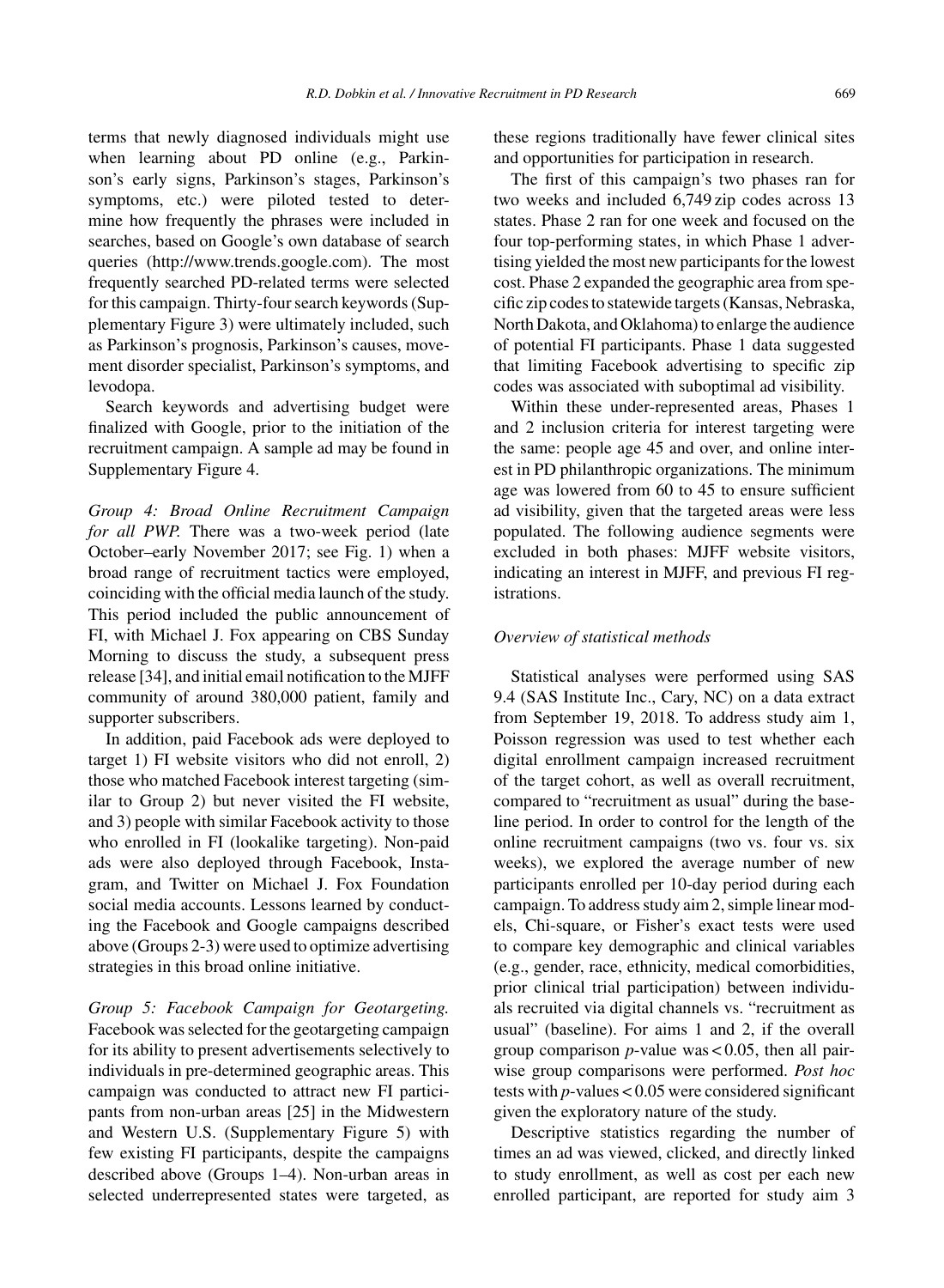terms that newly diagnosed individuals might use when learning about PD online (e.g., Parkinson's early signs, Parkinson's stages, Parkinson's symptoms, etc.) were piloted tested to determine how frequently the phrases were included in searches, based on Google's own database of search queries (http://www.trends.google.com). The most frequently searched PD-related terms were selected for this campaign. Thirty-four search keywords (Supplementary Figure 3) were ultimately included, such as Parkinson's prognosis, Parkinson's causes, movement disorder specialist, Parkinson's symptoms, and levodopa.

Search keywords and advertising budget were finalized with Google, prior to the initiation of the recruitment campaign. A sample ad may be found in Supplementary Figure 4.

*Group 4: Broad Online Recruitment Campaign for all PWP.* There was a two-week period (late October–early November 2017; see Fig. 1) when a broad range of recruitment tactics were employed, coinciding with the official media launch of the study. This period included the public announcement of FI, with Michael J. Fox appearing on CBS Sunday Morning to discuss the study, a subsequent press release [34], and initial email notification to the MJFF community of around 380,000 patient, family and supporter subscribers.

In addition, paid Facebook ads were deployed to target 1) FI website visitors who did not enroll, 2) those who matched Facebook interest targeting (similar to Group 2) but never visited the FI website, and 3) people with similar Facebook activity to those who enrolled in FI (lookalike targeting). Non-paid ads were also deployed through Facebook, Instagram, and Twitter on Michael J. Fox Foundation social media accounts. Lessons learned by conducting the Facebook and Google campaigns described above (Groups 2-3) were used to optimize advertising strategies in this broad online initiative.

*Group 5: Facebook Campaign for Geotargeting.* Facebook was selected for the geotargeting campaign for its ability to present advertisements selectively to individuals in pre-determined geographic areas. This campaign was conducted to attract new FI participants from non-urban areas [25] in the Midwestern and Western U.S. (Supplementary Figure 5) with few existing FI participants, despite the campaigns described above (Groups 1–4). Non-urban areas in selected underrepresented states were targeted, as these regions traditionally have fewer clinical sites and opportunities for participation in research.

The first of this campaign's two phases ran for two weeks and included 6,749 zip codes across 13 states. Phase 2 ran for one week and focused on the four top-performing states, in which Phase 1 advertising yielded the most new participants for the lowest cost. Phase 2 expanded the geographic area from specific zip codes to statewide targets (Kansas, Nebraska, North Dakota, and Oklahoma) to enlarge the audience of potential FI participants. Phase 1 data suggested that limiting Facebook advertising to specific zip codes was associated with suboptimal ad visibility.

Within these under-represented areas, Phases 1 and 2 inclusion criteria for interest targeting were the same: people age 45 and over, and online interest in PD philanthropic organizations. The minimum age was lowered from 60 to 45 to ensure sufficient ad visibility, given that the targeted areas were less populated. The following audience segments were excluded in both phases: MJFF website visitors, indicating an interest in MJFF, and previous FI registrations.

### *Overview of statistical methods*

Statistical analyses were performed using SAS 9.4 (SAS Institute Inc., Cary, NC) on a data extract from September 19, 2018. To address study aim 1, Poisson regression was used to test whether each digital enrollment campaign increased recruitment of the target cohort, as well as overall recruitment, compared to "recruitment as usual" during the baseline period. In order to control for the length of the online recruitment campaigns (two vs. four vs. six weeks), we explored the average number of new participants enrolled per 10-day period during each campaign. To address study aim 2, simple linear models, Chi-square, or Fisher's exact tests were used to compare key demographic and clinical variables (e.g., gender, race, ethnicity, medical comorbidities, prior clinical trial participation) between individuals recruited via digital channels vs. "recruitment as usual" (baseline). For aims 1 and 2, if the overall group comparison $p$-value was $< 0.05$, then all pairwise group comparisons were performed. *Post hoc* tests with $p$-values $< 0.05$ were considered significant given the exploratory nature of the study.

Descriptive statistics regarding the number of times an ad was viewed, clicked, and directly linked to study enrollment, as well as cost per each new enrolled participant, are reported for study aim 3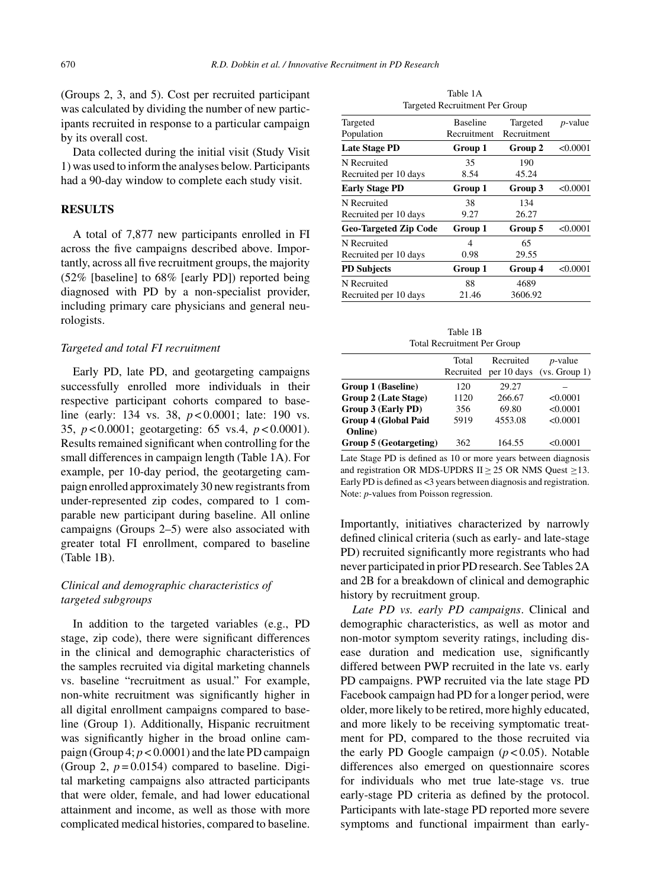(Groups 2, 3, and 5). Cost per recruited participant was calculated by dividing the number of new participants recruited in response to a particular campaign by its overall cost.

Data collected during the initial visit (Study Visit 1) was used to inform the analyses below. Participants had a 90-day window to complete each study visit.

## RESULTS

A total of 7,877 new participants enrolled in FI across the five campaigns described above. Importantly, across all five recruitment groups, the majority (52% [baseline] to 68% [early PD]) reported being diagnosed with PD by a non-specialist provider, including primary care physicians and general neurologists.

### *Targeted and total FI recruitment*

Early PD, late PD, and geotargeting campaigns successfully enrolled more individuals in their respective participant cohorts compared to baseline (early: 134 vs. 38, $p < 0.0001$; late: 190 vs. 35, $p < 0.0001$; geotargeting: 65 vs.4, $p < 0.0001$). Results remained significant when controlling for the small differences in campaign length (Table 1A). For example, per 10-day period, the geotargeting campaign enrolled approximately 30 new registrants from under-represented zip codes, compared to 1 comparable new participant during baseline. All online campaigns (Groups 2–5) were also associated with greater total FI enrollment, compared to baseline (Table 1B).

### *Clinical and demographic characteristics of targeted subgroups*

In addition to the targeted variables (e.g., PD stage, zip code), there were significant differences in the clinical and demographic characteristics of the samples recruited via digital marketing channels vs. baseline "recruitment as usual." For example, non-white recruitment was significantly higher in all digital enrollment campaigns compared to baseline (Group 1). Additionally, Hispanic recruitment was significantly higher in the broad online campaign (Group 4; $p < 0.0001$) and the late PD campaign (Group 2, $p = 0.0154$) compared to baseline. Digital marketing campaigns also attracted participants that were older, female, and had lower educational attainment and income, as well as those with more complicated medical histories, compared to baseline.

Table 1A
Targeted Recruitment Per Group

| Targeted Population | Baseline Recruitment | Targeted Recruitment | *p*-value |
|---|---|---|---|
| **Late Stage PD** | **Group 1** | **Group 2** | <0.0001 |
| N Recruited | 35 | 190 | |
| Recruited per 10 days | 8.54 | 45.24 | |
| **Early Stage PD** | **Group 1** | **Group 3** | <0.0001 |
| N Recruited | 38 | 134 | |
| Recruited per 10 days | 9.27 | 26.27 | |
| **Geo-Targeted Zip Code** | **Group 1** | **Group 5** | <0.0001 |
| N Recruited | 4 | 65 | |
| Recruited per 10 days | 0.98 | 29.55 | |
| **PD Subjects** | **Group 1** | **Group 4** | <0.0001 |
| N Recruited | 88 | 4689 | |
| Recruited per 10 days | 21.46 | 3606.92 | |

Table 1B
Total Recruitment Per Group

| | Total Recruited | Recruited per 10 days | *p*-value (vs. Group 1) |
|---|---|---|---|
| **Group 1 (Baseline)** | 120 | 29.27 | – |
| **Group 2 (Late Stage)** | 1120 | 266.67 | <0.0001 |
| **Group 3 (Early PD)** | 356 | 69.80 | <0.0001 |
| **Group 4 (Global Paid Online)** | 5919 | 4553.08 | <0.0001 |
| **Group 5 (Geotargeting)** | 362 | 164.55 | <0.0001 |

Late Stage PD is defined as 10 or more years between diagnosis and registration OR MDS-UPDRS II $\geq 25$ OR NMS Quest $\geq 13$. Early PD is defined as <3 years between diagnosis and registration. Note: *p*-values from Poisson regression.

Importantly, initiatives characterized by narrowly defined clinical criteria (such as early- and late-stage PD) recruited significantly more registrants who had never participated in prior PD research. See Tables 2A and 2B for a breakdown of clinical and demographic history by recruitment group.

*Late PD vs. early PD campaigns*. Clinical and demographic characteristics, as well as motor and non-motor symptom severity ratings, including disease duration and medication use, significantly differed between PWP recruited in the late vs. early PD campaigns. PWP recruited via the late stage PD Facebook campaign had PD for a longer period, were older, more likely to be retired, more highly educated, and more likely to be receiving symptomatic treatment for PD, compared to the those recruited via the early PD Google campaign ($p < 0.05$). Notable differences also emerged on questionnaire scores for individuals who met true late-stage vs. true early-stage PD criteria as defined by the protocol. Participants with late-stage PD reported more severe symptoms and functional impairment than early-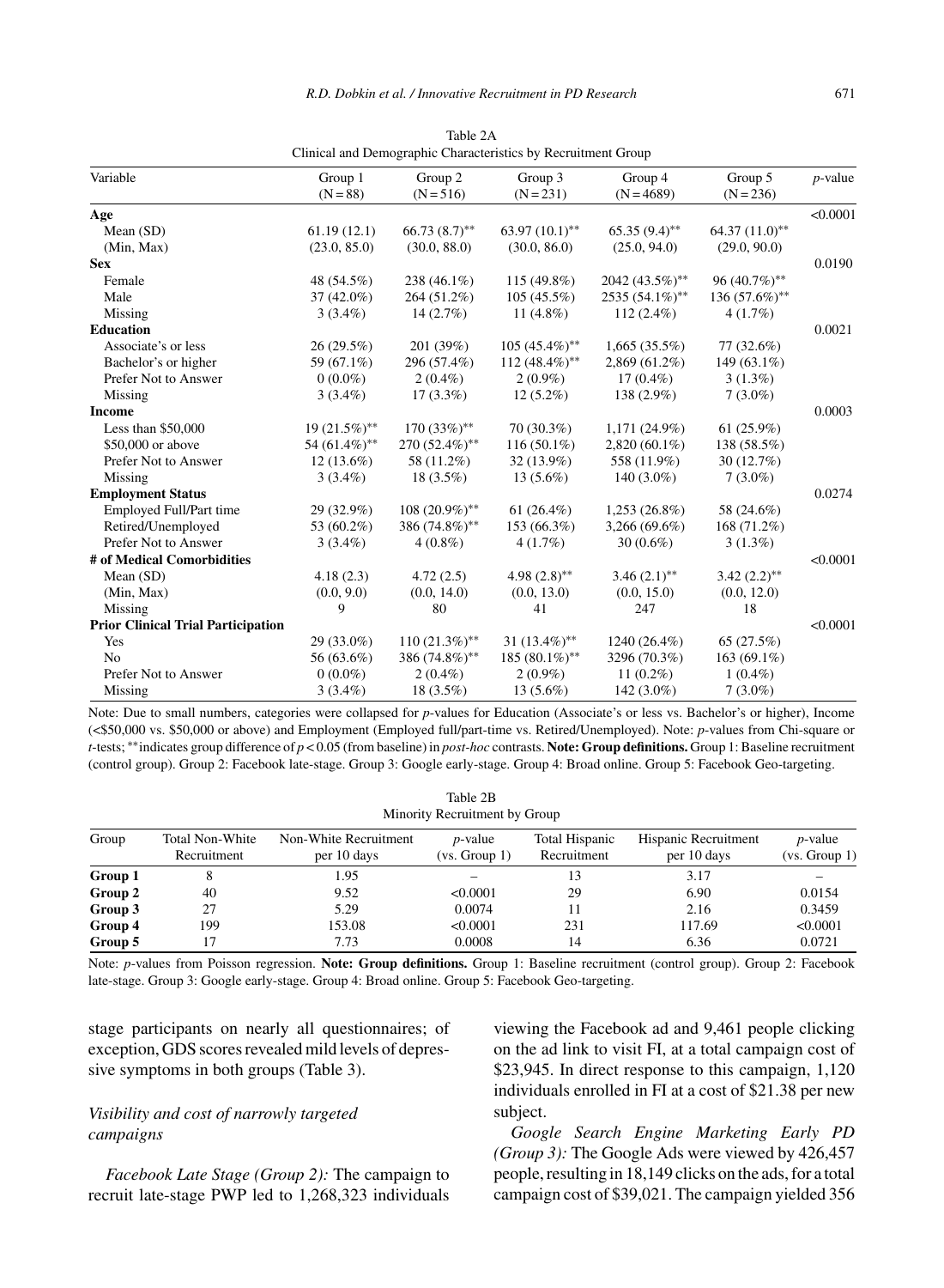Table 2A
Clinical and Demographic Characteristics by Recruitment Group

| Variable | Group 1 (N = 88) | Group 2 (N = 516) | Group 3 (N = 231) | Group 4 (N = 4689) | Group 5 (N = 236) | *p*-value |
|---|---|---|---|---|---|---|
| **Age** | | | | | | <0.0001 |
| Mean (SD) | 61.19 (12.1) | 66.73 (8.7)** | 63.97 (10.1)** | 65.35 (9.4)** | 64.37 (11.0)** | |
| (Min, Max) | (23.0, 85.0) | (30.0, 88.0) | (30.0, 86.0) | (25.0, 94.0) | (29.0, 90.0) | |
| **Sex** | | | | | | 0.0190 |
| Female | 48 (54.5%) | 238 (46.1%) | 115 (49.8%) | 2042 (43.5%)** | 96 (40.7%)** | |
| Male | 37 (42.0%) | 264 (51.2%) | 105 (45.5%) | 2535 (54.1%)** | 136 (57.6%)** | |
| Missing | 3 (3.4%) | 14 (2.7%) | 11 (4.8%) | 112 (2.4%) | 4 (1.7%) | |
| **Education** | | | | | | 0.0021 |
| Associate's or less | 26 (29.5%) | 201 (39%) | 105 (45.4%)** | 1,665 (35.5%) | 77 (32.6%) | |
| Bachelor's or higher | 59 (67.1%) | 296 (57.4%) | 112 (48.4%)** | 2,869 (61.2%) | 149 (63.1%) | |
| Prefer Not to Answer | 0 (0.0%) | 2 (0.4%) | 2 (0.9%) | 17 (0.4%) | 3 (1.3%) | |
| Missing | 3 (3.4%) | 17 (3.3%) | 12 (5.2%) | 138 (2.9%) | 7 (3.0%) | |
| **Income** | | | | | | 0.0003 |
| Less than \$50,000 | 19 (21.5%)** | 170 (33%)** | 70 (30.3%) | 1,171 (24.9%) | 61 (25.9%) | |
| \$50,000 or above | 54 (61.4%)** | 270 (52.4%)** | 116 (50.1%) | 2,820 (60.1%) | 138 (58.5%) | |
| Prefer Not to Answer | 12 (13.6%) | 58 (11.2%) | 32 (13.9%) | 558 (11.9%) | 30 (12.7%) | |
| Missing | 3 (3.4%) | 18 (3.5%) | 13 (5.6%) | 140 (3.0%) | 7 (3.0%) | |
| **Employment Status** | | | | | | 0.0274 |
| Employed Full/Part time | 29 (32.9%) | 108 (20.9%)** | 61 (26.4%) | 1,253 (26.8%) | 58 (24.6%) | |
| Retired/Unemployed | 53 (60.2%) | 386 (74.8%)** | 153 (66.3%) | 3,266 (69.6%) | 168 (71.2%) | |
| Prefer Not to Answer | 3 (3.4%) | 4 (0.8%) | 4 (1.7%) | 30 (0.6%) | 3 (1.3%) | |
| **# of Medical Comorbidities** | | | | | | <0.0001 |
| Mean (SD) | 4.18 (2.3) | 4.72 (2.5) | 4.98 (2.8)** | 3.46 (2.1)** | 3.42 (2.2)** | |
| (Min, Max) | (0.0, 9.0) | (0.0, 14.0) | (0.0, 13.0) | (0.0, 15.0) | (0.0, 12.0) | |
| Missing | 9 | 80 | 41 | 247 | 18 | |
| **Prior Clinical Trial Participation** | | | | | | <0.0001 |
| Yes | 29 (33.0%) | 110 (21.3%)** | 31 (13.4%)** | 1240 (26.4%) | 65 (27.5%) | |
| No | 56 (63.6%) | 386 (74.8%)** | 185 (80.1%)** | 3296 (70.3%) | 163 (69.1%) | |
| Prefer Not to Answer | 0 (0.0%) | 2 (0.4%) | 2 (0.9%) | 11 (0.2%) | 1 (0.4%) | |
| Missing | 3 (3.4%) | 18 (3.5%) | 13 (5.6%) | 142 (3.0%) | 7 (3.0%) | |

Note: Due to small numbers, categories were collapsed for *p*-values for Education (Associate's or less vs. Bachelor's or higher), Income (<\$50,000 vs. \$50,000 or above) and Employment (Employed full/part-time vs. Retired/Unemployed). Note: *p*-values from Chi-square or *t*-tests; **indicates group difference of $p < 0.05$ (from baseline) in *post-hoc* contrasts. **Note: Group definitions.** Group 1: Baseline recruitment (control group). Group 2: Facebook late-stage. Group 3: Google early-stage. Group 4: Broad online. Group 5: Facebook Geo-targeting.

Table 2B
Minority Recruitment by Group

| Group | Total Non-White Recruitment | Non-White Recruitment per 10 days | *p*-value (vs. Group 1) | Total Hispanic Recruitment | Hispanic Recruitment per 10 days | *p*-value (vs. Group 1) |
|---|---|---|---|---|---|---|
| **Group 1** | 8 | 1.95 | – | 13 | 3.17 | – |
| **Group 2** | 40 | 9.52 | <0.0001 | 29 | 6.90 | 0.0154 |
| **Group 3** | 27 | 5.29 | 0.0074 | 11 | 2.16 | 0.3459 |
| **Group 4** | 199 | 153.08 | <0.0001 | 231 | 117.69 | <0.0001 |
| **Group 5** | 17 | 7.73 | 0.0008 | 14 | 6.36 | 0.0721 |

Note: *p*-values from Poisson regression. **Note: Group definitions.** Group 1: Baseline recruitment (control group). Group 2: Facebook late-stage. Group 3: Google early-stage. Group 4: Broad online. Group 5: Facebook Geo-targeting.

stage participants on nearly all questionnaires; of exception, GDS scores revealed mild levels of depressive symptoms in both groups (Table 3).

### *Visibility and cost of narrowly targeted campaigns*

*Facebook Late Stage (Group 2):* The campaign to recruit late-stage PWP led to 1,268,323 individuals viewing the Facebook ad and 9,461 people clicking on the ad link to visit FI, at a total campaign cost of \$23,945. In direct response to this campaign, 1,120 individuals enrolled in FI at a cost of \$21.38 per new subject.

*Google Search Engine Marketing Early PD (Group 3):* The Google Ads were viewed by 426,457 people, resulting in 18,149 clicks on the ads, for a total campaign cost of \$39,021. The campaign yielded 356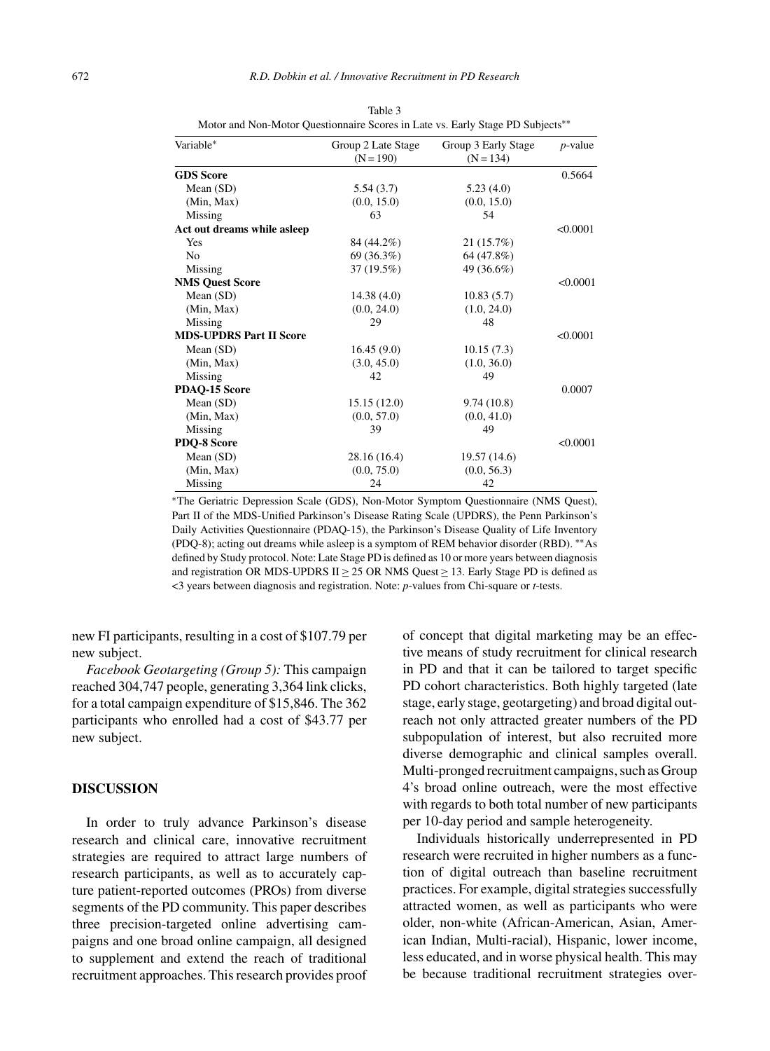Table 3
Motor and Non-Motor Questionnaire Scores in Late vs. Early Stage PD Subjects**

| Variable* | Group 2 Late Stage (N = 190) | Group 3 Early Stage (N = 134) | *p*-value |
|---|---|---|---|
| **GDS Score** | | | 0.5664 |
| Mean (SD) | 5.54 (3.7) | 5.23 (4.0) | |
| (Min, Max) | (0.0, 15.0) | (0.0, 15.0) | |
| Missing | 63 | 54 | |
| **Act out dreams while asleep** | | | <0.0001 |
| Yes | 84 (44.2%) | 21 (15.7%) | |
| No | 69 (36.3%) | 64 (47.8%) | |
| Missing | 37 (19.5%) | 49 (36.6%) | |
| **NMS Quest Score** | | | <0.0001 |
| Mean (SD) | 14.38 (4.0) | 10.83 (5.7) | |
| (Min, Max) | (0.0, 24.0) | (1.0, 24.0) | |
| Missing | 29 | 48 | |
| **MDS-UPDRS Part II Score** | | | <0.0001 |
| Mean (SD) | 16.45 (9.0) | 10.15 (7.3) | |
| (Min, Max) | (3.0, 45.0) | (1.0, 36.0) | |
| Missing | 42 | 49 | |
| **PDAQ-15 Score** | | | 0.0007 |
| Mean (SD) | 15.15 (12.0) | 9.74 (10.8) | |
| (Min, Max) | (0.0, 57.0) | (0.0, 41.0) | |
| Missing | 39 | 49 | |
| **PDQ-8 Score** | | | <0.0001 |
| Mean (SD) | 28.16 (16.4) | 19.57 (14.6) | |
| (Min, Max) | (0.0, 75.0) | (0.0, 56.3) | |
| Missing | 24 | 42 | |

*The Geriatric Depression Scale (GDS), Non-Motor Symptom Questionnaire (NMS Quest), Part II of the MDS-Unified Parkinson's Disease Rating Scale (UPDRS), the Penn Parkinson's Daily Activities Questionnaire (PDAQ-15), the Parkinson's Disease Quality of Life Inventory (PDQ-8); acting out dreams while asleep is a symptom of REM behavior disorder (RBD). **As defined by Study protocol. Note: Late Stage PD is defined as 10 or more years between diagnosis and registration OR MDS-UPDRS II $\geq$ 25 OR NMS Quest $\geq$ 13. Early Stage PD is defined as <3 years between diagnosis and registration. Note: *p*-values from Chi-square or *t*-tests.

new FI participants, resulting in a cost of $107.79 per new subject.

*Facebook Geotargeting (Group 5):* This campaign reached 304,747 people, generating 3,364 link clicks, for a total campaign expenditure of $15,846. The 362 participants who enrolled had a cost of $43.77 per new subject.

## DISCUSSION

In order to truly advance Parkinson's disease research and clinical care, innovative recruitment strategies are required to attract large numbers of research participants, as well as to accurately capture patient-reported outcomes (PROs) from diverse segments of the PD community. This paper describes three precision-targeted online advertising campaigns and one broad online campaign, all designed to supplement and extend the reach of traditional recruitment approaches. This research provides proof of concept that digital marketing may be an effective means of study recruitment for clinical research in PD and that it can be tailored to target specific PD cohort characteristics. Both highly targeted (late stage, early stage, geotargeting) and broad digital outreach not only attracted greater numbers of the PD subpopulation of interest, but also recruited more diverse demographic and clinical samples overall. Multi-pronged recruitment campaigns, such as Group 4's broad online outreach, were the most effective with regards to both total number of new participants per 10-day period and sample heterogeneity.

Individuals historically underrepresented in PD research were recruited in higher numbers as a function of digital outreach than baseline recruitment practices. For example, digital strategies successfully attracted women, as well as participants who were older, non-white (African-American, Asian, American Indian, Multi-racial), Hispanic, lower income, less educated, and in worse physical health. This may be because traditional recruitment strategies over-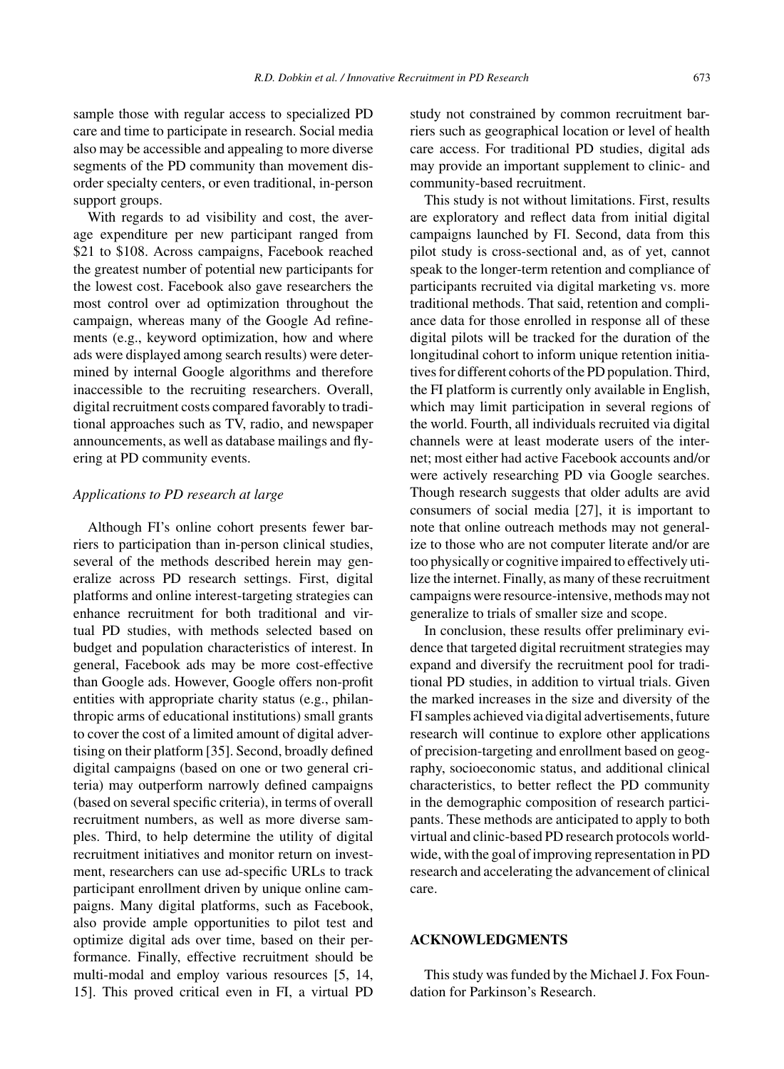sample those with regular access to specialized PD care and time to participate in research. Social media also may be accessible and appealing to more diverse segments of the PD community than movement disorder specialty centers, or even traditional, in-person support groups.

With regards to ad visibility and cost, the average expenditure per new participant ranged from \$21 to \$108. Across campaigns, Facebook reached the greatest number of potential new participants for the lowest cost. Facebook also gave researchers the most control over ad optimization throughout the campaign, whereas many of the Google Ad refinements (e.g., keyword optimization, how and where ads were displayed among search results) were determined by internal Google algorithms and therefore inaccessible to the recruiting researchers. Overall, digital recruitment costs compared favorably to traditional approaches such as TV, radio, and newspaper announcements, as well as database mailings and flyering at PD community events.

### *Applications to PD research at large*

Although FI's online cohort presents fewer barriers to participation than in-person clinical studies, several of the methods described herein may generalize across PD research settings. First, digital platforms and online interest-targeting strategies can enhance recruitment for both traditional and virtual PD studies, with methods selected based on budget and population characteristics of interest. In general, Facebook ads may be more cost-effective than Google ads. However, Google offers non-profit entities with appropriate charity status (e.g., philanthropic arms of educational institutions) small grants to cover the cost of a limited amount of digital advertising on their platform [35]. Second, broadly defined digital campaigns (based on one or two general criteria) may outperform narrowly defined campaigns (based on several specific criteria), in terms of overall recruitment numbers, as well as more diverse samples. Third, to help determine the utility of digital recruitment initiatives and monitor return on investment, researchers can use ad-specific URLs to track participant enrollment driven by unique online campaigns. Many digital platforms, such as Facebook, also provide ample opportunities to pilot test and optimize digital ads over time, based on their performance. Finally, effective recruitment should be multi-modal and employ various resources [5, 14, 15]. This proved critical even in FI, a virtual PD study not constrained by common recruitment barriers such as geographical location or level of health care access. For traditional PD studies, digital ads may provide an important supplement to clinic- and community-based recruitment.

This study is not without limitations. First, results are exploratory and reflect data from initial digital campaigns launched by FI. Second, data from this pilot study is cross-sectional and, as of yet, cannot speak to the longer-term retention and compliance of participants recruited via digital marketing vs. more traditional methods. That said, retention and compliance data for those enrolled in response all of these digital pilots will be tracked for the duration of the longitudinal cohort to inform unique retention initiatives for different cohorts of the PD population. Third, the FI platform is currently only available in English, which may limit participation in several regions of the world. Fourth, all individuals recruited via digital channels were at least moderate users of the internet; most either had active Facebook accounts and/or were actively researching PD via Google searches. Though research suggests that older adults are avid consumers of social media [27], it is important to note that online outreach methods may not generalize to those who are not computer literate and/or are too physically or cognitive impaired to effectively utilize the internet. Finally, as many of these recruitment campaigns were resource-intensive, methods may not generalize to trials of smaller size and scope.

In conclusion, these results offer preliminary evidence that targeted digital recruitment strategies may expand and diversify the recruitment pool for traditional PD studies, in addition to virtual trials. Given the marked increases in the size and diversity of the FI samples achieved via digital advertisements, future research will continue to explore other applications of precision-targeting and enrollment based on geography, socioeconomic status, and additional clinical characteristics, to better reflect the PD community in the demographic composition of research participants. These methods are anticipated to apply to both virtual and clinic-based PD research protocols worldwide, with the goal of improving representation in PD research and accelerating the advancement of clinical care.

## ACKNOWLEDGMENTS

This study was funded by the Michael J. Fox Foundation for Parkinson's Research.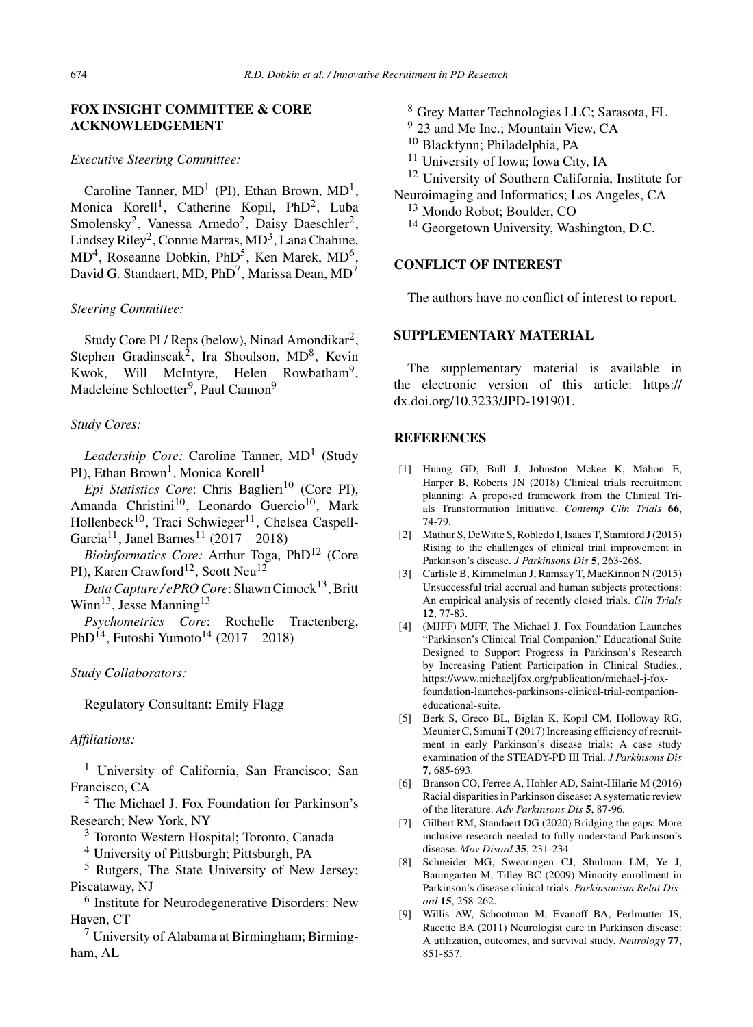## FOX INSIGHT COMMITTEE & CORE ACKNOWLEDGEMENT

*Executive Steering Committee:*

Caroline Tanner, MD[1] (PI), Ethan Brown, MD[1], Monica Korell[1], Catherine Kopil, PhD[2], Luba Smolensky[2], Vanessa Arnedo[2], Daisy Daeschler[2], Lindsey Riley[2], Connie Marras, MD[3], Lana Chahine, MD[4], Roseanne Dobkin, PhD[5], Ken Marek, MD[6], David G. Standaert, MD, PhD[7], Marissa Dean, MD[7]

*Steering Committee:*

Study Core PI / Reps (below), Ninad Amondikar[2], Stephen Gradinscak[2], Ira Shoulson, MD[8], Kevin Kwok, Will McIntyre, Helen Rowbatham[9], Madeleine Schloetter[9], Paul Cannon[9]

*Study Cores:*

*Leadership Core:* Caroline Tanner, MD[1] (Study PI), Ethan Brown[1], Monica Korell[1]

*Epi Statistics Core*: Chris Baglieri[10] (Core PI), Amanda Christini[10], Leonardo Guercio[10], Mark Hollenbeck[10], Traci Schwieger[11], Chelsea Caspell-Garcia[11], Janel Barnes[11] (2017 – 2018)

*Bioinformatics Core:* Arthur Toga, PhD[12] (Core PI), Karen Crawford[12], Scott Neu[12]

*Data Capture / ePRO Core*: Shawn Cimock[13], Britt Winn[13], Jesse Manning[13]

*Psychometrics Core*: Rochelle Tractenberg, PhD[14], Futoshi Yumoto[14] (2017 – 2018)

*Study Collaborators:*

Regulatory Consultant: Emily Flagg

*Affiliations:*

[1] University of California, San Francisco; San Francisco, CA

[2] The Michael J. Fox Foundation for Parkinson's Research; New York, NY

[3] Toronto Western Hospital; Toronto, Canada

[4] University of Pittsburgh; Pittsburgh, PA

[5] Rutgers, The State University of New Jersey; Piscataway, NJ

[6] Institute for Neurodegenerative Disorders: New Haven, CT

[7] University of Alabama at Birmingham; Birmingham, AL

[8] Grey Matter Technologies LLC; Sarasota, FL

[9] 23 and Me Inc.; Mountain View, CA

[10] Blackfynn; Philadelphia, PA

[11] University of Iowa; Iowa City, IA

[12] University of Southern California, Institute for Neuroimaging and Informatics; Los Angeles, CA

[13] Mondo Robot; Boulder, CO

[14] Georgetown University, Washington, D.C.

## CONFLICT OF INTEREST

The authors have no conflict of interest to report.

## SUPPLEMENTARY MATERIAL

The supplementary material is available in the electronic version of this article: https://dx.doi.org/10.3233/JPD-191901.

## REFERENCES

[1] Huang GD, Bull J, Johnston Mckee K, Mahon E, Harper B, Roberts JN (2018) Clinical trials recruitment planning: A proposed framework from the Clinical Trials Transformation Initiative. *Contemp Clin Trials* **66**, 74-79.

[2] Mathur S, DeWitte S, Robledo I, Isaacs T, Stamford J (2015) Rising to the challenges of clinical trial improvement in Parkinson's disease. *J Parkinsons Dis* **5**, 263-268.

[3] Carlisle B, Kimmelman J, Ramsay T, MacKinnon N (2015) Unsuccessful trial accrual and human subjects protections: An empirical analysis of recently closed trials. *Clin Trials* **12**, 77-83.

[4] (MJFF) MJFF, The Michael J. Fox Foundation Launches "Parkinson's Clinical Trial Companion," Educational Suite Designed to Support Progress in Parkinson's Research by Increasing Patient Participation in Clinical Studies., https://www.michaeljfox.org/publication/michael-j-fox-foundation-launches-parkinsons-clinical-trial-companion-educational-suite.

[5] Berk S, Greco BL, Biglan K, Kopil CM, Holloway RG, Meunier C, Simuni T (2017) Increasing efficiency of recruitment in early Parkinson's disease trials: A case study examination of the STEADY-PD III Trial. *J Parkinsons Dis* **7**, 685-693.

[6] Branson CO, Ferree A, Hohler AD, Saint-Hilarie M (2016) Racial disparities in Parkinson disease: A systematic review of the literature. *Adv Parkinsons Dis* **5**, 87-96.

[7] Gilbert RM, Standaert DG (2020) Bridging the gaps: More inclusive research needed to fully understand Parkinson's disease. *Mov Disord* **35**, 231-234.

[8] Schneider MG, Swearingen CJ, Shulman LM, Ye J, Baumgarten M, Tilley BC (2009) Minority enrollment in Parkinson's disease clinical trials. *Parkinsonism Relat Disord* **15**, 258-262.

[9] Willis AW, Schootman M, Evanoff BA, Perlmutter JS, Racette BA (2011) Neurologist care in Parkinson disease: A utilization, outcomes, and survival study. *Neurology* **77**, 851-857.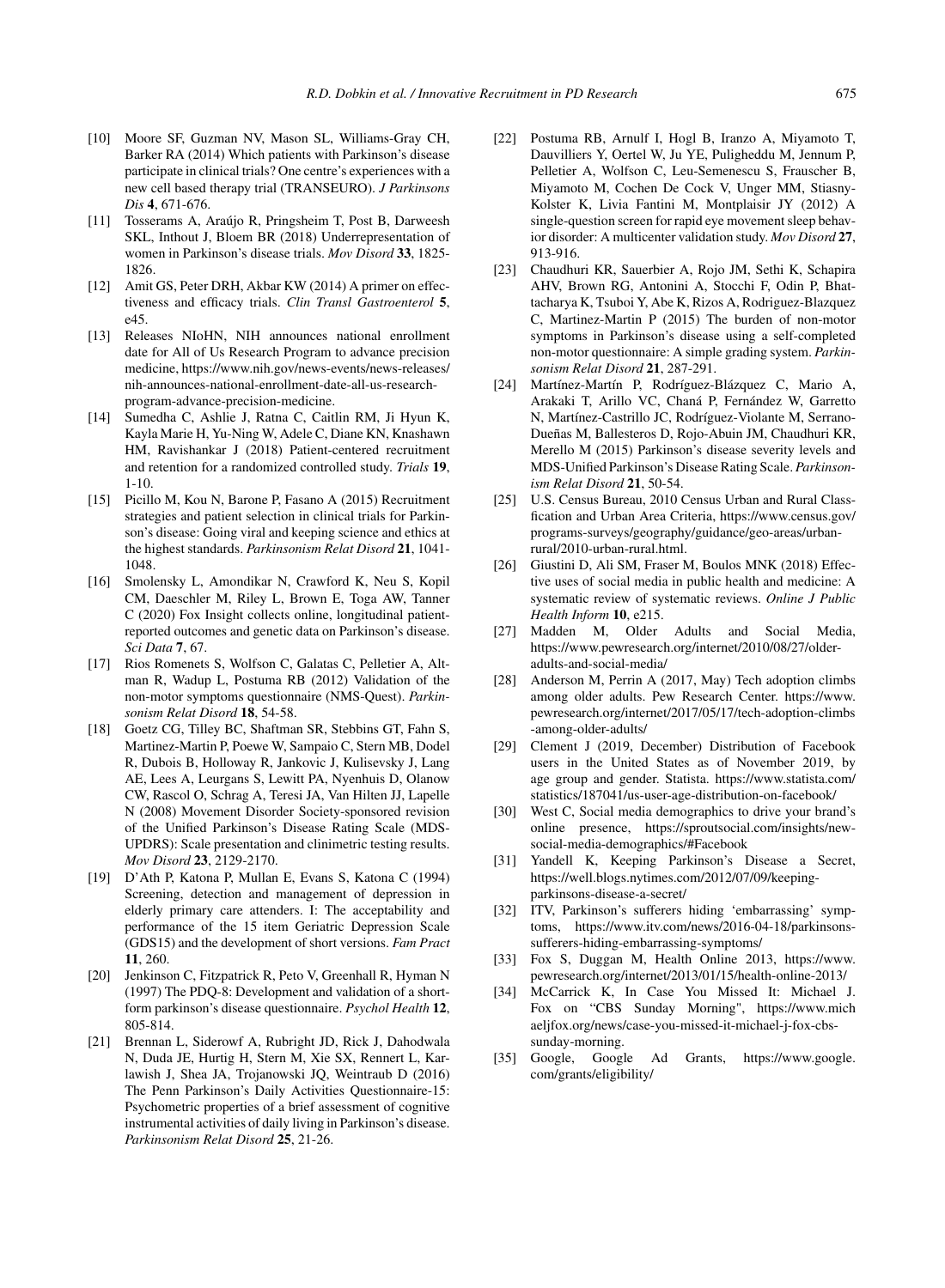[10] Moore SF, Guzman NV, Mason SL, Williams-Gray CH, Barker RA (2014) Which patients with Parkinson's disease participate in clinical trials? One centre's experiences with a new cell based therapy trial (TRANSEURO). *J Parkinsons Dis* **4**, 671-676.

[11] Tosserams A, Araújo R, Pringsheim T, Post B, Darweesh SKL, Inthout J, Bloem BR (2018) Underrepresentation of women in Parkinson's disease trials. *Mov Disord* **33**, 1825-1826.

[12] Amit GS, Peter DRH, Akbar KW (2014) A primer on effectiveness and efficacy trials. *Clin Transl Gastroenterol* **5**, e45.

[13] Releases NIoHN, NIH announces national enrollment date for All of Us Research Program to advance precision medicine, https://www.nih.gov/news-events/news-releases/nih-announces-national-enrollment-date-all-us-research-program-advance-precision-medicine.

[14] Sumedha C, Ashlie J, Ratna C, Caitlin RM, Ji Hyun K, Kayla Marie H, Yu-Ning W, Adele C, Diane KN, Knashawn HM, Ravishankar J (2018) Patient-centered recruitment and retention for a randomized controlled study. *Trials* **19**, 1-10.

[15] Picillo M, Kou N, Barone P, Fasano A (2015) Recruitment strategies and patient selection in clinical trials for Parkinson's disease: Going viral and keeping science and ethics at the highest standards. *Parkinsonism Relat Disord* **21**, 1041-1048.

[16] Smolensky L, Amondikar N, Crawford K, Neu S, Kopil CM, Daeschler M, Riley L, Brown E, Toga AW, Tanner C (2020) Fox Insight collects online, longitudinal patient-reported outcomes and genetic data on Parkinson's disease. *Sci Data* **7**, 67.

[17] Rios Romenets S, Wolfson C, Galatas C, Pelletier A, Altman R, Wadup L, Postuma RB (2012) Validation of the non-motor symptoms questionnaire (NMS-Quest). *Parkinsonism Relat Disord* **18**, 54-58.

[18] Goetz CG, Tilley BC, Shaftman SR, Stebbins GT, Fahn S, Martinez-Martin P, Poewe W, Sampaio C, Stern MB, Dodel R, Dubois B, Holloway R, Jankovic J, Kulisevsky J, Lang AE, Lees A, Leurgans S, Lewitt PA, Nyenhuis D, Olanow CW, Rascol O, Schrag A, Teresi JA, Van Hilten JJ, Lapelle N (2008) Movement Disorder Society-sponsored revision of the Unified Parkinson's Disease Rating Scale (MDS-UPDRS): Scale presentation and clinimetric testing results. *Mov Disord* **23**, 2129-2170.

[19] D'Ath P, Katona P, Mullan E, Evans S, Katona C (1994) Screening, detection and management of depression in elderly primary care attenders. I: The acceptability and performance of the 15 item Geriatric Depression Scale (GDS15) and the development of short versions. *Fam Pract* **11**, 260.

[20] Jenkinson C, Fitzpatrick R, Peto V, Greenhall R, Hyman N (1997) The PDQ-8: Development and validation of a short-form parkinson's disease questionnaire. *Psychol Health* **12**, 805-814.

[21] Brennan L, Siderowf A, Rubright JD, Rick J, Dahodwala N, Duda JE, Hurtig H, Stern M, Xie SX, Rennert L, Karlawish J, Shea JA, Trojanowski JQ, Weintraub D (2016) The Penn Parkinson's Daily Activities Questionnaire-15: Psychometric properties of a brief assessment of cognitive instrumental activities of daily living in Parkinson's disease. *Parkinsonism Relat Disord* **25**, 21-26.

[22] Postuma RB, Arnulf I, Hogl B, Iranzo A, Miyamoto T, Dauvilliers Y, Oertel W, Ju YE, Puligheddu M, Jennum P, Pelletier A, Wolfson C, Leu-Semenescu S, Frauscher B, Miyamoto M, Cochen De Cock V, Unger MM, Stiasny-Kolster K, Livia Fantini M, Montplaisir JY (2012) A single-question screen for rapid eye movement sleep behavior disorder: A multicenter validation study. *Mov Disord* **27**, 913-916.

[23] Chaudhuri KR, Sauerbier A, Rojo JM, Sethi K, Schapira AHV, Brown RG, Antonini A, Stocchi F, Odin P, Bhattacharya K, Tsuboi Y, Abe K, Rizos A, Rodriguez-Blazquez C, Martinez-Martin P (2015) The burden of non-motor symptoms in Parkinson's disease using a self-completed non-motor questionnaire: A simple grading system. *Parkinsonism Relat Disord* **21**, 287-291.

[24] Martínez-Martín P, Rodríguez-Blázquez C, Mario A, Arakaki T, Arillo VC, Chaná P, Fernández W, Garretto N, Martínez-Castrillo JC, Rodríguez-Violante M, Serrano-Dueñas M, Ballesteros D, Rojo-Abuin JM, Chaudhuri KR, Merello M (2015) Parkinson's disease severity levels and MDS-Unified Parkinson's Disease Rating Scale. *Parkinsonism Relat Disord* **21**, 50-54.

[25] U.S. Census Bureau, 2010 Census Urban and Rural Classfication and Urban Area Criteria, https://www.census.gov/programs-surveys/geography/guidance/geo-areas/urban-rural/2010-urban-rural.html.

[26] Giustini D, Ali SM, Fraser M, Boulos MNK (2018) Effective uses of social media in public health and medicine: A systematic review of systematic reviews. *Online J Public Health Inform* **10**, e215.

[27] Madden M, Older Adults and Social Media, https://www.pewresearch.org/internet/2010/08/27/older-adults-and-social-media/

[28] Anderson M, Perrin A (2017, May) Tech adoption climbs among older adults. Pew Research Center. https://www.pewresearch.org/internet/2017/05/17/tech-adoption-climbs-among-older-adults/

[29] Clement J (2019, December) Distribution of Facebook users in the United States as of November 2019, by age group and gender. Statista. https://www.statista.com/statistics/187041/us-user-age-distribution-on-facebook/

[30] West C, Social media demographics to drive your brand's online presence, https://sproutsocial.com/insights/new-social-media-demographics/#Facebook

[31] Yandell K, Keeping Parkinson's Disease a Secret, https://well.blogs.nytimes.com/2012/07/09/keeping-parkinsons-disease-a-secret/

[32] ITV, Parkinson's sufferers hiding 'embarrassing' symptoms, https://www.itv.com/news/2016-04-18/parkinsons-sufferers-hiding-embarrassing-symptoms/

[33] Fox S, Duggan M, Health Online 2013, https://www.pewresearch.org/internet/2013/01/15/health-online-2013/

[34] McCarrick K, In Case You Missed It: Michael J. Fox on "CBS Sunday Morning", https://www.michaeljfox.org/news/case-you-missed-it-michael-j-fox-cbs-sunday-morning.

[35] Google, Google Ad Grants, https://www.google.com/grants/eligibility/